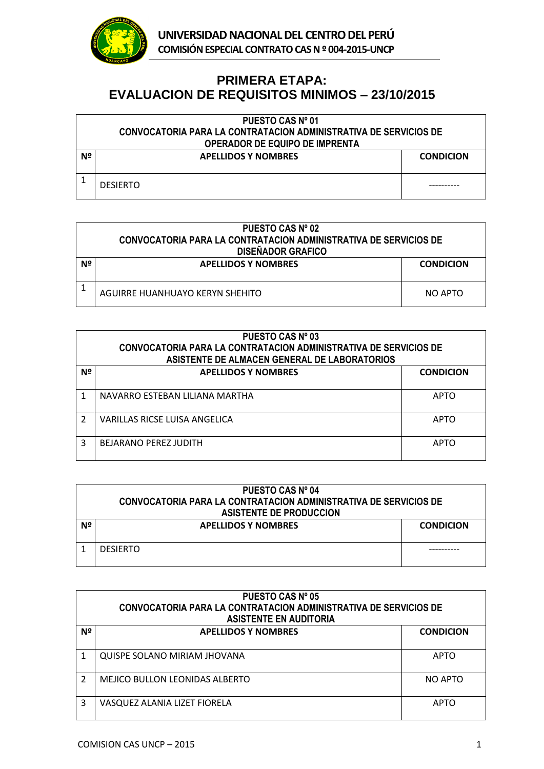**UNIVERSIDAD NACIONAL DEL CENTRO DEL PERÚ**
**COMISIÓN ESPECIAL CONTRATO CAS N º 004-2015-UNCP**

# PRIMERA ETAPA:
# EVALUACION DE REQUISITOS MINIMOS – 23/10/2015

**PUESTO CAS Nº 01**
**CONVOCATORIA PARA LA CONTRATACION ADMINISTRATIVA DE SERVICIOS DE OPERADOR DE EQUIPO DE IMPRENTA**

| Nº | APELLIDOS Y NOMBRES | CONDICION |
|---|---|---|
| 1 | DESIERTO | ---------- |

**PUESTO CAS Nº 02**
**CONVOCATORIA PARA LA CONTRATACION ADMINISTRATIVA DE SERVICIOS DE DISEÑADOR GRAFICO**

| Nº | APELLIDOS Y NOMBRES | CONDICION |
|---|---|---|
| 1 | AGUIRRE HUANHUAYO KERYN SHEHITO | NO APTO |

**PUESTO CAS Nº 03**
**CONVOCATORIA PARA LA CONTRATACION ADMINISTRATIVA DE SERVICIOS DE ASISTENTE DE ALMACEN GENERAL DE LABORATORIOS**

| Nº | APELLIDOS Y NOMBRES | CONDICION |
|---|---|---|
| 1 | NAVARRO ESTEBAN LILIANA MARTHA | APTO |
| 2 | VARILLAS RICSE LUISA ANGELICA | APTO |
| 3 | BEJARANO PEREZ JUDITH | APTO |

**PUESTO CAS Nº 04**
**CONVOCATORIA PARA LA CONTRATACION ADMINISTRATIVA DE SERVICIOS DE ASISTENTE DE PRODUCCION**

| Nº | APELLIDOS Y NOMBRES | CONDICION |
|---|---|---|
| 1 | DESIERTO | ---------- |

**PUESTO CAS Nº 05**
**CONVOCATORIA PARA LA CONTRATACION ADMINISTRATIVA DE SERVICIOS DE ASISTENTE EN AUDITORIA**

| Nº | APELLIDOS Y NOMBRES | CONDICION |
|---|---|---|
| 1 | QUISPE SOLANO MIRIAM JHOVANA | APTO |
| 2 | MEJICO BULLON LEONIDAS ALBERTO | NO APTO |
| 3 | VASQUEZ ALANIA LIZET FIORELA | APTO |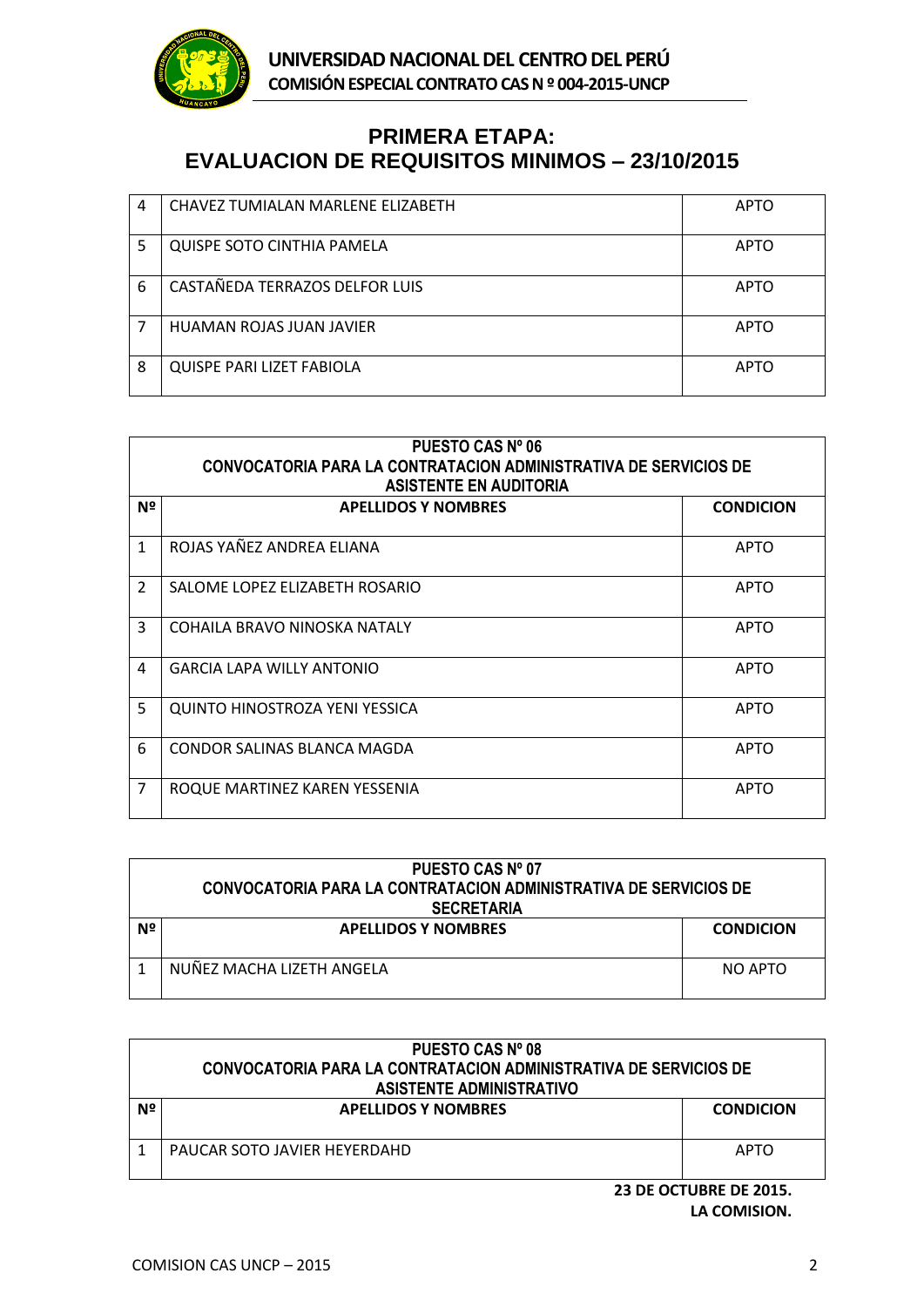# PRIMERA ETAPA:
# EVALUACION DE REQUISITOS MINIMOS – 23/10/2015

| | | |
|---|---|---|
| 4 | CHAVEZ TUMIALAN MARLENE ELIZABETH | APTO |
| 5 | QUISPE SOTO CINTHIA PAMELA | APTO |
| 6 | CASTAÑEDA TERRAZOS DELFOR LUIS | APTO |
| 7 | HUAMAN ROJAS JUAN JAVIER | APTO |
| 8 | QUISPE PARI LIZET FABIOLA | APTO |

**PUESTO CAS Nº 06**
**CONVOCATORIA PARA LA CONTRATACION ADMINISTRATIVA DE SERVICIOS DE ASISTENTE EN AUDITORIA**

| Nº | APELLIDOS Y NOMBRES | CONDICION |
|---|---|---|
| 1 | ROJAS YAÑEZ ANDREA ELIANA | APTO |
| 2 | SALOME LOPEZ ELIZABETH ROSARIO | APTO |
| 3 | COHAILA BRAVO NINOSKA NATALY | APTO |
| 4 | GARCIA LAPA WILLY ANTONIO | APTO |
| 5 | QUINTO HINOSTROZA YENI YESSICA | APTO |
| 6 | CONDOR SALINAS BLANCA MAGDA | APTO |
| 7 | ROQUE MARTINEZ KAREN YESSENIA | APTO |

**PUESTO CAS Nº 07**
**CONVOCATORIA PARA LA CONTRATACION ADMINISTRATIVA DE SERVICIOS DE SECRETARIA**

| Nº | APELLIDOS Y NOMBRES | CONDICION |
|---|---|---|
| 1 | NUÑEZ MACHA LIZETH ANGELA | NO APTO |

**PUESTO CAS Nº 08**
**CONVOCATORIA PARA LA CONTRATACION ADMINISTRATIVA DE SERVICIOS DE ASISTENTE ADMINISTRATIVO**

| Nº | APELLIDOS Y NOMBRES | CONDICION |
|---|---|---|
| 1 | PAUCAR SOTO JAVIER HEYERDAHD | APTO |

**23 DE OCTUBRE DE 2015.**
**LA COMISION.**